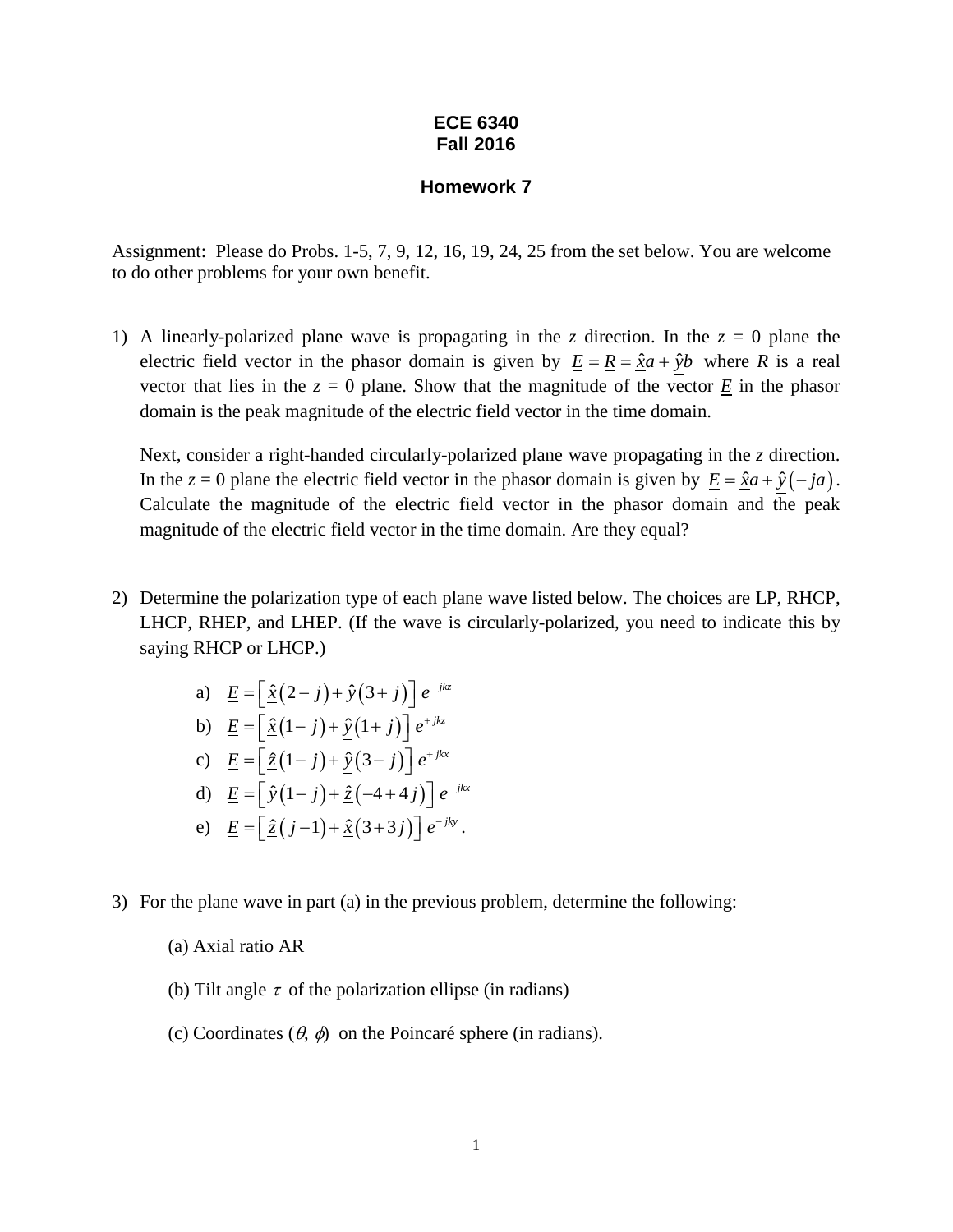# ECE 6340
# Fall 2016

## Homework 7

Assignment: Please do Probs. 1-5, 7, 9, 12, 16, 19, 24, 25 from the set below. You are welcome to do other problems for your own benefit.

1) A linearly-polarized plane wave is propagating in the $z$ direction. In the $z$ = 0 plane the electric field vector in the phasor domain is given by $\underline{E} = \underline{R} = \hat{x}a + \hat{y}b$ where $\underline{R}$ is a real vector that lies in the $z$ = 0 plane. Show that the magnitude of the vector $\underline{E}$ in the phasor domain is the peak magnitude of the electric field vector in the time domain.

   Next, consider a right-handed circularly-polarized plane wave propagating in the $z$ direction. In the $z$ = 0 plane the electric field vector in the phasor domain is given by $\underline{E} = \underline{\hat{x}}a + \hat{y}(-ja)$. Calculate the magnitude of the electric field vector in the phasor domain and the peak magnitude of the electric field vector in the time domain. Are they equal?

2) Determine the polarization type of each plane wave listed below. The choices are LP, RHCP, LHCP, RHEP, and LHEP. (If the wave is circularly-polarized, you need to indicate this by saying RHCP or LHCP.)

   a) $\underline{E} = \left[\underline{\hat{x}}(2-j) + \underline{\hat{y}}(3+j)\right] e^{-jkz}$
   
   b) $\underline{E} = \left[\underline{\hat{x}}(1-j) + \underline{\hat{y}}(1+j)\right] e^{+jkz}$
   
   c) $\underline{E} = \left[\underline{\hat{z}}(1-j) + \underline{\hat{y}}(3-j)\right] e^{+jkx}$
   
   d) $\underline{E} = \left[\underline{\hat{y}}(1-j) + \underline{\hat{z}}(-4+4j)\right] e^{-jkx}$
   
   e) $\underline{E} = \left[\underline{\hat{z}}(j-1) + \underline{\hat{x}}(3+3j)\right] e^{-jky}$.

3) For the plane wave in part (a) in the previous problem, determine the following:

   (a) Axial ratio AR

   (b) Tilt angle $\tau$ of the polarization ellipse (in radians)

   (c) Coordinates ($\theta$, $\phi$) on the Poincaré sphere (in radians).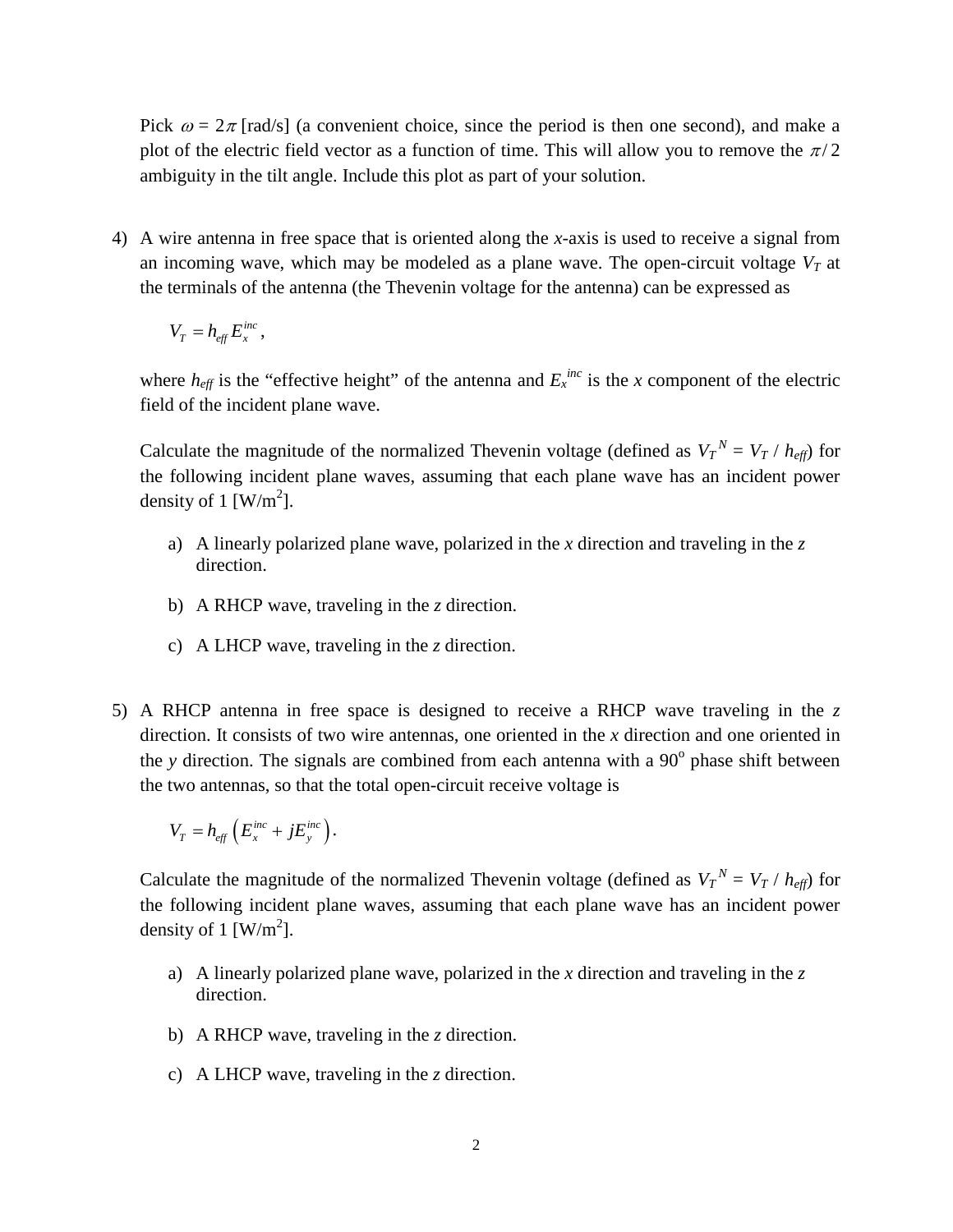Pick $\omega = 2\pi$ [rad/s] (a convenient choice, since the period is then one second), and make a plot of the electric field vector as a function of time. This will allow you to remove the $\pi/2$ ambiguity in the tilt angle. Include this plot as part of your solution.

4) A wire antenna in free space that is oriented along the *x*-axis is used to receive a signal from an incoming wave, which may be modeled as a plane wave. The open-circuit voltage $V_T$ at the terminals of the antenna (the Thevenin voltage for the antenna) can be expressed as

   $$V_T = h_{eff} E_x^{inc},$$

   where $h_{eff}$ is the "effective height" of the antenna and $E_x^{inc}$ is the *x* component of the electric field of the incident plane wave.

   Calculate the magnitude of the normalized Thevenin voltage (defined as $V_T^N = V_T / h_{eff}$) for the following incident plane waves, assuming that each plane wave has an incident power density of 1 [W/m$^2$].

   a) A linearly polarized plane wave, polarized in the *x* direction and traveling in the *z* direction.

   b) A RHCP wave, traveling in the *z* direction.

   c) A LHCP wave, traveling in the *z* direction.

5) A RHCP antenna in free space is designed to receive a RHCP wave traveling in the *z* direction. It consists of two wire antennas, one oriented in the *x* direction and one oriented in the *y* direction. The signals are combined from each antenna with a 90$^{\circ}$ phase shift between the two antennas, so that the total open-circuit receive voltage is

   $$V_T = h_{eff}\left(E_x^{inc} + jE_y^{inc}\right).$$

   Calculate the magnitude of the normalized Thevenin voltage (defined as $V_T^N = V_T / h_{eff}$) for the following incident plane waves, assuming that each plane wave has an incident power density of 1 [W/m$^2$].

   a) A linearly polarized plane wave, polarized in the *x* direction and traveling in the *z* direction.

   b) A RHCP wave, traveling in the *z* direction.

   c) A LHCP wave, traveling in the *z* direction.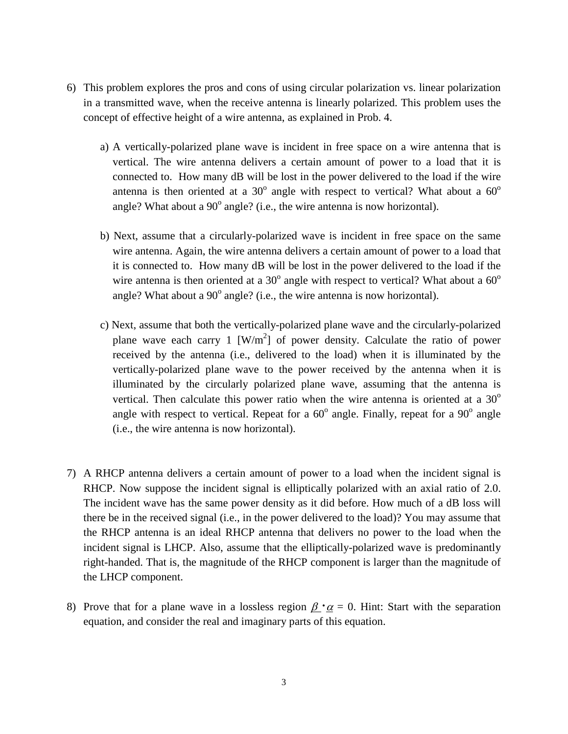6) This problem explores the pros and cons of using circular polarization vs. linear polarization in a transmitted wave, when the receive antenna is linearly polarized. This problem uses the concept of effective height of a wire antenna, as explained in Prob. 4.

   a) A vertically-polarized plane wave is incident in free space on a wire antenna that is vertical. The wire antenna delivers a certain amount of power to a load that it is connected to. How many dB will be lost in the power delivered to the load if the wire antenna is then oriented at a $30^{o}$ angle with respect to vertical? What about a $60^{o}$ angle? What about a $90^{o}$ angle? (i.e., the wire antenna is now horizontal).

   b) Next, assume that a circularly-polarized wave is incident in free space on the same wire antenna. Again, the wire antenna delivers a certain amount of power to a load that it is connected to. How many dB will be lost in the power delivered to the load if the wire antenna is then oriented at a $30^{o}$ angle with respect to vertical? What about a $60^{o}$ angle? What about a $90^{o}$ angle? (i.e., the wire antenna is now horizontal).

   c) Next, assume that both the vertically-polarized plane wave and the circularly-polarized plane wave each carry 1 [W/m$^2$] of power density. Calculate the ratio of power received by the antenna (i.e., delivered to the load) when it is illuminated by the vertically-polarized plane wave to the power received by the antenna when it is illuminated by the circularly polarized plane wave, assuming that the antenna is vertical. Then calculate this power ratio when the wire antenna is oriented at a $30^{o}$ angle with respect to vertical. Repeat for a $60^{o}$ angle. Finally, repeat for a $90^{o}$ angle (i.e., the wire antenna is now horizontal).

7) A RHCP antenna delivers a certain amount of power to a load when the incident signal is RHCP. Now suppose the incident signal is elliptically polarized with an axial ratio of 2.0. The incident wave has the same power density as it did before. How much of a dB loss will there be in the received signal (i.e., in the power delivered to the load)? You may assume that the RHCP antenna is an ideal RHCP antenna that delivers no power to the load when the incident signal is LHCP. Also, assume that the elliptically-polarized wave is predominantly right-handed. That is, the magnitude of the RHCP component is larger than the magnitude of the LHCP component.

8) Prove that for a plane wave in a lossless region $\underline{\beta} \cdot \underline{\alpha} = 0$. Hint: Start with the separation equation, and consider the real and imaginary parts of this equation.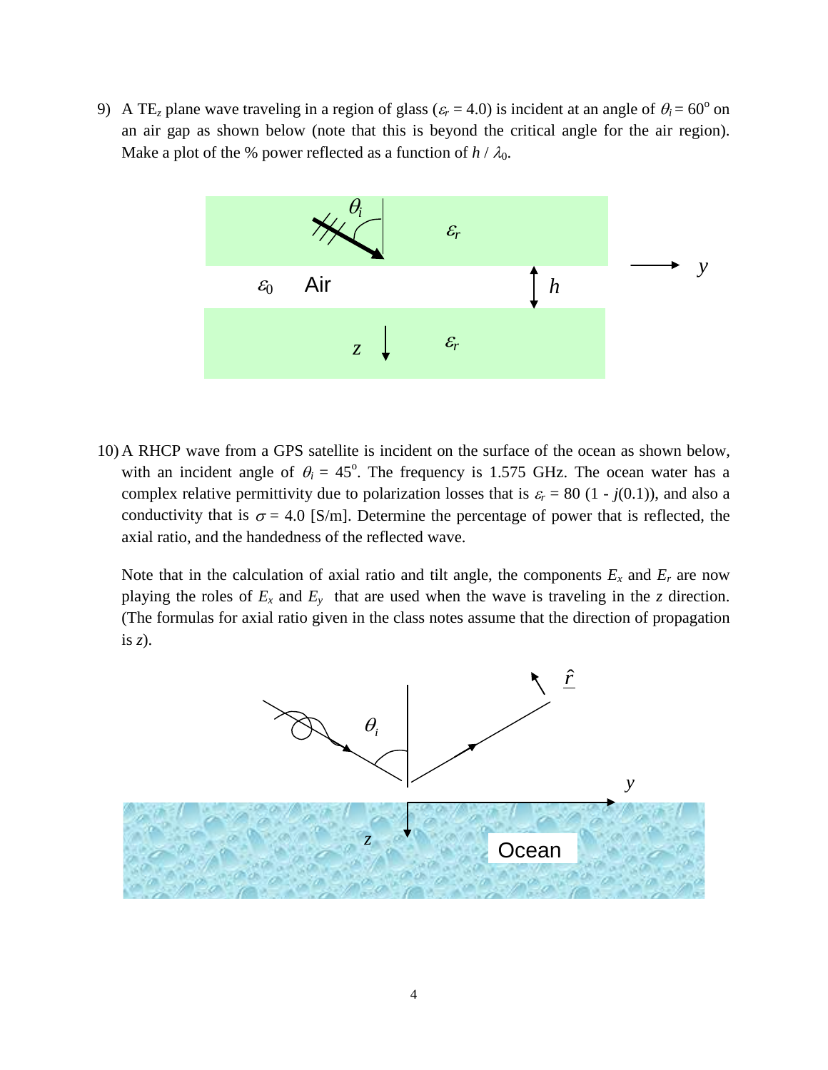9) A $TE_z$ plane wave traveling in a region of glass ($\varepsilon_r = 4.0$) is incident at an angle of $\theta_i = 60^{\circ}$ on an air gap as shown below (note that this is beyond the critical angle for the air region). Make a plot of the % power reflected as a function of $h / \lambda_0$.

10) A RHCP wave from a GPS satellite is incident on the surface of the ocean as shown below, with an incident angle of $\theta_i = 45^{\circ}$. The frequency is 1.575 GHz. The ocean water has a complex relative permittivity due to polarization losses that is $\varepsilon_r = 80\,(1 - j(0.1))$, and also a conductivity that is $\sigma = 4.0$ [S/m]. Determine the percentage of power that is reflected, the axial ratio, and the handedness of the reflected wave.

Note that in the calculation of axial ratio and tilt angle, the components $E_x$ and $E_r$ are now playing the roles of $E_x$ and $E_y$ that are used when the wave is traveling in the $z$ direction. (The formulas for axial ratio given in the class notes assume that the direction of propagation is $z$).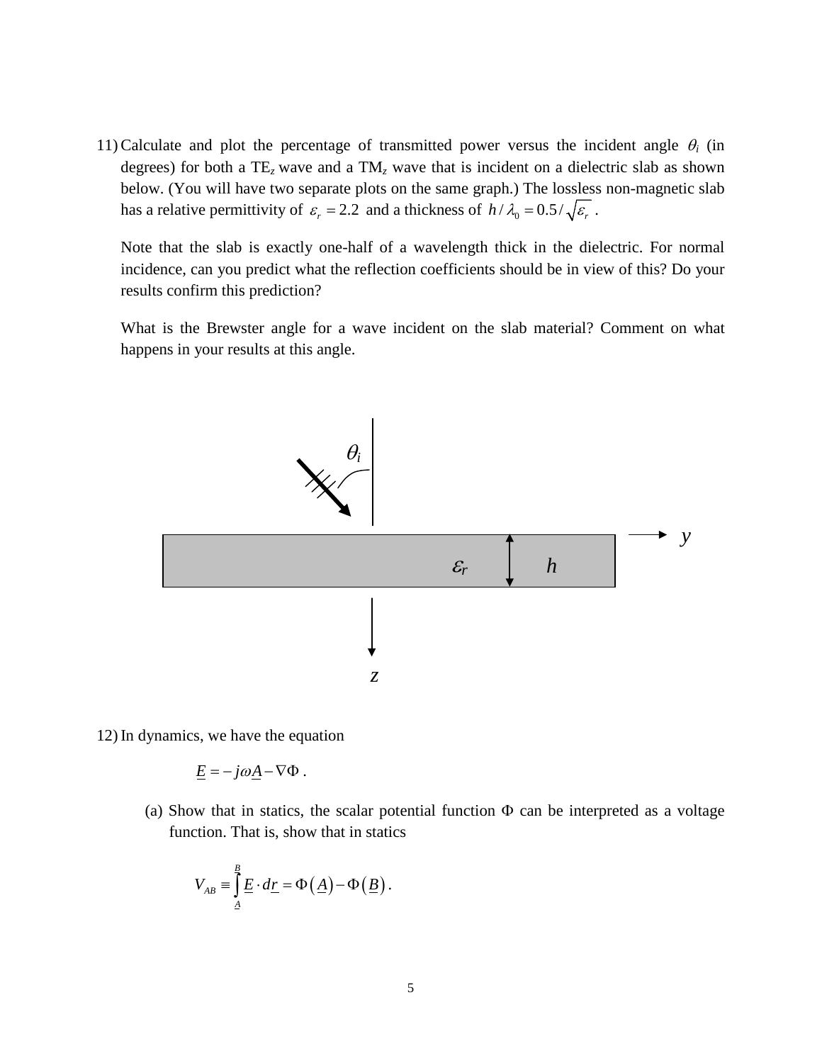11) Calculate and plot the percentage of transmitted power versus the incident angle $\theta_i$ (in degrees) for both a TE$_z$ wave and a TM$_z$ wave that is incident on a dielectric slab as shown below. (You will have two separate plots on the same graph.) The lossless non-magnetic slab has a relative permittivity of $\varepsilon_r = 2.2$ and a thickness of $h/\lambda_0 = 0.5/\sqrt{\varepsilon_r}$ .

    Note that the slab is exactly one-half of a wavelength thick in the dielectric. For normal incidence, can you predict what the reflection coefficients should be in view of this? Do your results confirm this prediction?

    What is the Brewster angle for a wave incident on the slab material? Comment on what happens in your results at this angle.

12) In dynamics, we have the equation

$$\underline{E} = -j\omega\underline{A} - \nabla\Phi \ .$$

   (a) Show that in statics, the scalar potential function $\Phi$ can be interpreted as a voltage function. That is, show that in statics

$$V_{AB} \equiv \int_{\underline{A}}^{\underline{B}} \underline{E} \cdot d\underline{r} = \Phi\left(\underline{A}\right) - \Phi\left(\underline{B}\right).$$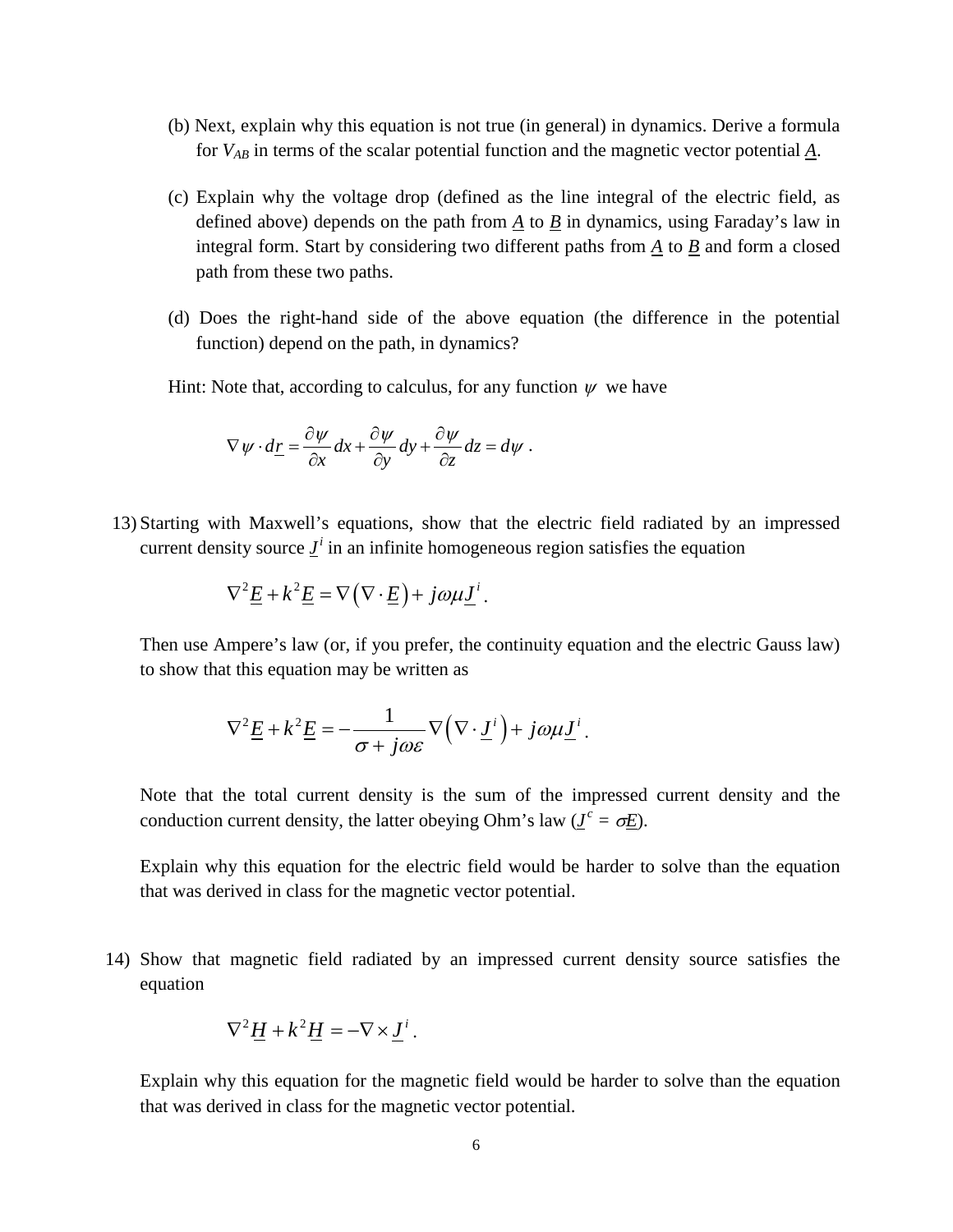(b) Next, explain why this equation is not true (in general) in dynamics. Derive a formula for $V_{AB}$ in terms of the scalar potential function and the magnetic vector potential $\underline{A}$.

(c) Explain why the voltage drop (defined as the line integral of the electric field, as defined above) depends on the path from $\underline{A}$ to $\underline{B}$ in dynamics, using Faraday's law in integral form. Start by considering two different paths from $\underline{A}$ to $\underline{B}$ and form a closed path from these two paths.

(d) Does the right-hand side of the above equation (the difference in the potential function) depend on the path, in dynamics?

Hint: Note that, according to calculus, for any function $\psi$ we have

$$\nabla \psi \cdot d\underline{r} = \frac{\partial \psi}{\partial x} dx + \frac{\partial \psi}{\partial y} dy + \frac{\partial \psi}{\partial z} dz = d\psi \ .$$

13) Starting with Maxwell's equations, show that the electric field radiated by an impressed current density source $\underline{J}^i$ in an infinite homogeneous region satisfies the equation

$$\nabla^2 \underline{E} + k^2 \underline{E} = \nabla \left( \nabla \cdot \underline{E} \right) + j\omega\mu \underline{J}^i \, .$$

Then use Ampere's law (or, if you prefer, the continuity equation and the electric Gauss law) to show that this equation may be written as

$$\nabla^2 \underline{E} + k^2 \underline{E} = -\frac{1}{\sigma + j\omega\varepsilon} \nabla \left( \nabla \cdot \underline{J}^i \right) + j\omega\mu \underline{J}^i \, .$$

Note that the total current density is the sum of the impressed current density and the conduction current density, the latter obeying Ohm's law ($\underline{J}^c = \sigma \underline{E}$).

Explain why this equation for the electric field would be harder to solve than the equation that was derived in class for the magnetic vector potential.

14) Show that magnetic field radiated by an impressed current density source satisfies the equation

$$\nabla^2 \underline{H} + k^2 \underline{H} = -\nabla \times \underline{J}^i \, .$$

Explain why this equation for the magnetic field would be harder to solve than the equation that was derived in class for the magnetic vector potential.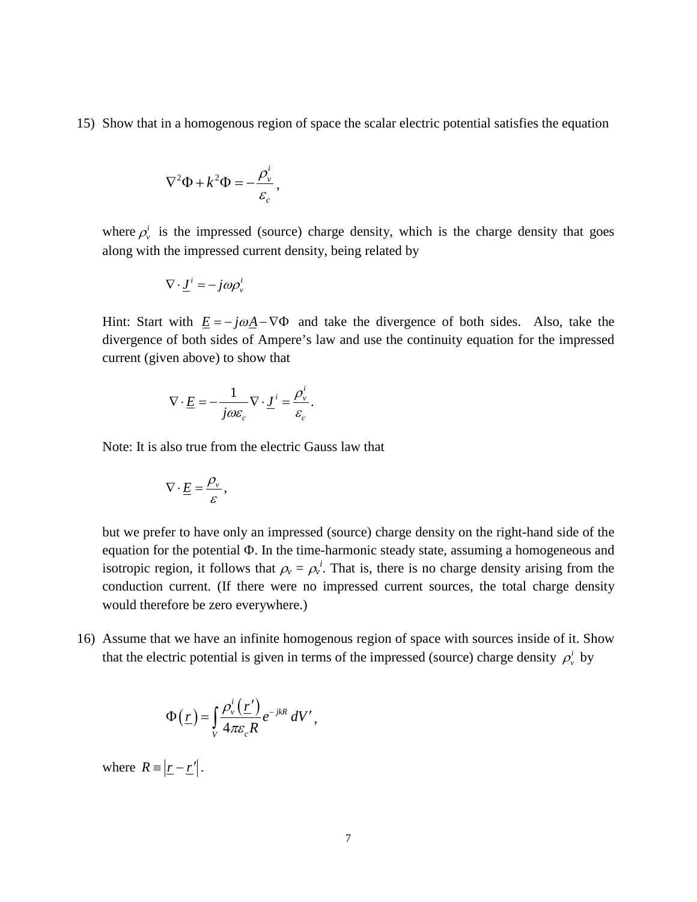15) Show that in a homogenous region of space the scalar electric potential satisfies the equation

$$\nabla^2 \Phi + k^2 \Phi = -\frac{\rho_v^i}{\varepsilon_c},$$

where $\rho_v^i$ is the impressed (source) charge density, which is the charge density that goes along with the impressed current density, being related by

$$\nabla \cdot \underline{J}^i = -j\omega \rho_v^i$$

Hint: Start with $\underline{E} = -j\omega \underline{A} - \nabla \Phi$ and take the divergence of both sides. Also, take the divergence of both sides of Ampere's law and use the continuity equation for the impressed current (given above) to show that

$$\nabla \cdot \underline{E} = -\frac{1}{j\omega \varepsilon_c} \nabla \cdot \underline{J}^i = \frac{\rho_v^i}{\varepsilon_c}.$$

Note: It is also true from the electric Gauss law that

$$\nabla \cdot \underline{E} = \frac{\rho_v}{\varepsilon},$$

but we prefer to have only an impressed (source) charge density on the right-hand side of the equation for the potential $\Phi$. In the time-harmonic steady state, assuming a homogeneous and isotropic region, it follows that $\rho_v = \rho_v^i$. That is, there is no charge density arising from the conduction current. (If there were no impressed current sources, the total charge density would therefore be zero everywhere.)

16) Assume that we have an infinite homogenous region of space with sources inside of it. Show that the electric potential is given in terms of the impressed (source) charge density $\rho_v^i$ by

$$\Phi(\underline{r}) = \int_V \frac{\rho_v^i(\underline{r}')}{4\pi \varepsilon_c R} e^{-jkR} \, dV',$$

where $R \equiv |\underline{r} - \underline{r}'|$.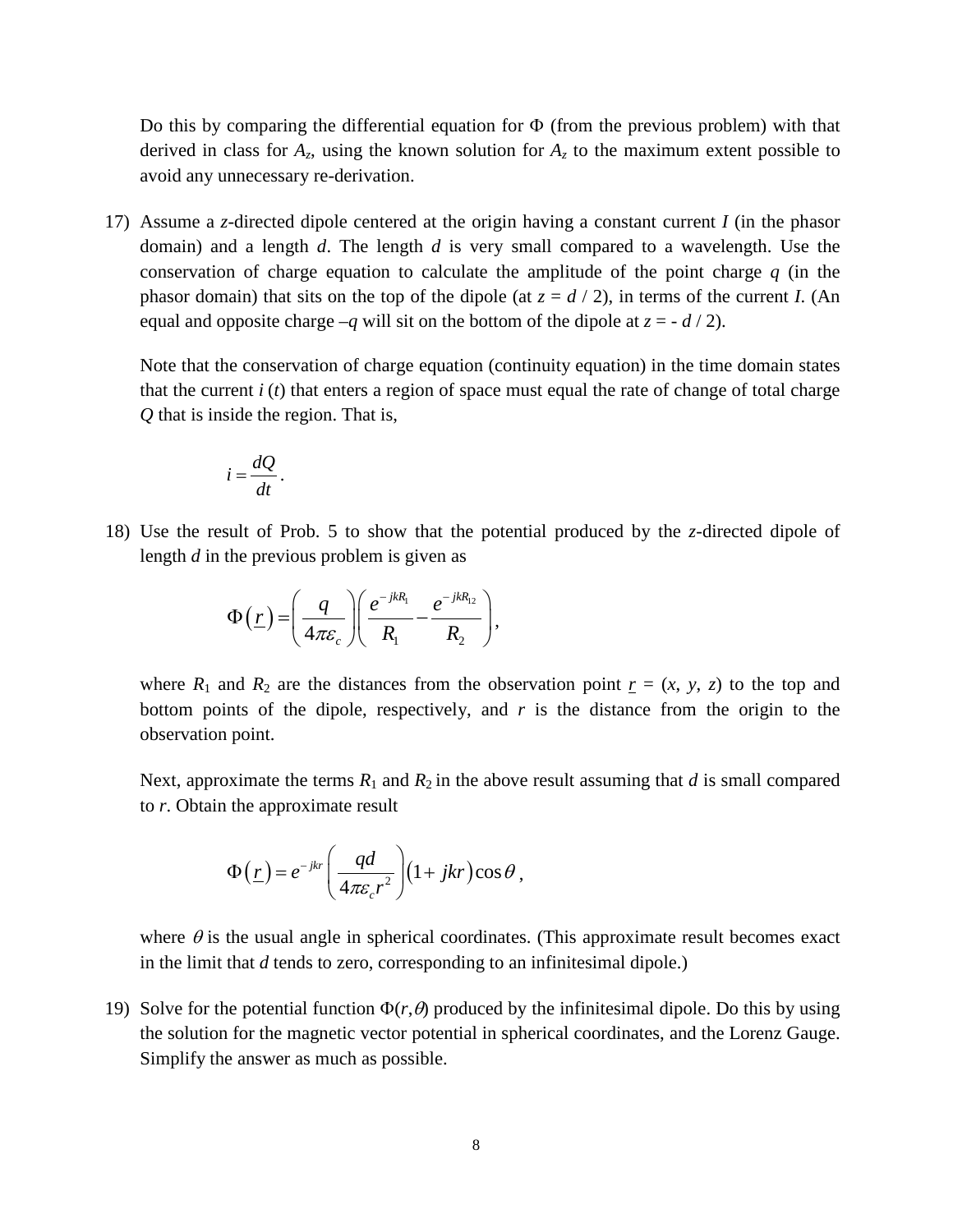Do this by comparing the differential equation for $\Phi$ (from the previous problem) with that derived in class for $A_z$, using the known solution for $A_z$ to the maximum extent possible to avoid any unnecessary re-derivation.

17) Assume a $z$-directed dipole centered at the origin having a constant current $I$ (in the phasor domain) and a length $d$. The length $d$ is very small compared to a wavelength. Use the conservation of charge equation to calculate the amplitude of the point charge $q$ (in the phasor domain) that sits on the top of the dipole (at $z = d / 2$), in terms of the current $I$. (An equal and opposite charge $-q$ will sit on the bottom of the dipole at $z = - d / 2$).

    Note that the conservation of charge equation (continuity equation) in the time domain states that the current $i\,(t)$ that enters a region of space must equal the rate of change of total charge $Q$ that is inside the region. That is,

    $$i = \frac{dQ}{dt}.$$

18) Use the result of Prob. 5 to show that the potential produced by the $z$-directed dipole of length $d$ in the previous problem is given as

    $$\Phi\left(\underline{r}\right) = \left(\frac{q}{4\pi\varepsilon_c}\right)\left(\frac{e^{-jkR_1}}{R_1} - \frac{e^{-jkR_{12}}}{R_2}\right),$$

    where $R_1$ and $R_2$ are the distances from the observation point $\underline{r} = (x, y, z)$ to the top and bottom points of the dipole, respectively, and $r$ is the distance from the origin to the observation point.

    Next, approximate the terms $R_1$ and $R_2$ in the above result assuming that $d$ is small compared to $r$. Obtain the approximate result

    $$\Phi\left(\underline{r}\right) = e^{-jkr}\left(\frac{qd}{4\pi\varepsilon_c r^2}\right)\left(1 + jkr\right)\cos\theta\,,$$

    where $\theta$ is the usual angle in spherical coordinates. (This approximate result becomes exact in the limit that $d$ tends to zero, corresponding to an infinitesimal dipole.)

19) Solve for the potential function $\Phi(r,\theta)$ produced by the infinitesimal dipole. Do this by using the solution for the magnetic vector potential in spherical coordinates, and the Lorenz Gauge. Simplify the answer as much as possible.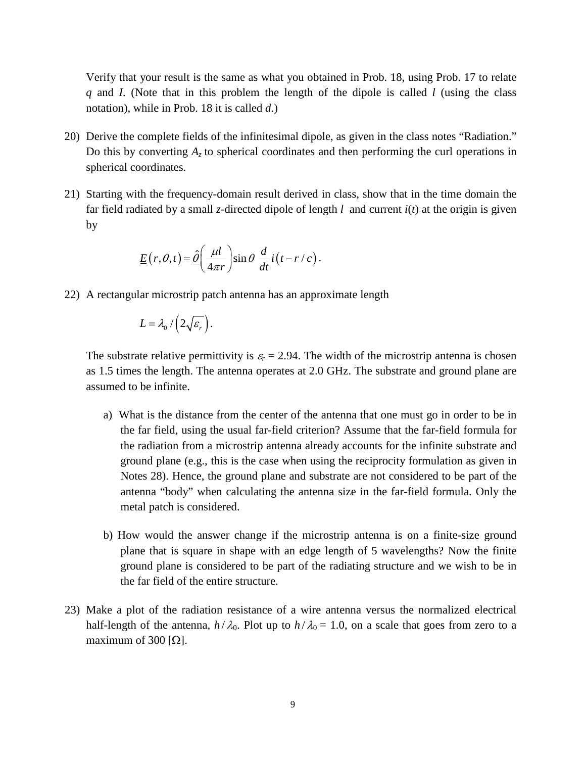Verify that your result is the same as what you obtained in Prob. 18, using Prob. 17 to relate $q$ and $I$. (Note that in this problem the length of the dipole is called $l$ (using the class notation), while in Prob. 18 it is called $d$.)

20) Derive the complete fields of the infinitesimal dipole, as given in the class notes "Radiation." Do this by converting $A_z$ to spherical coordinates and then performing the curl operations in spherical coordinates.

21) Starting with the frequency-domain result derived in class, show that in the time domain the far field radiated by a small $z$-directed dipole of length $l$ and current $i(t)$ at the origin is given by

$$\underline{E}(r,\theta,t) = \hat{\underline{\theta}}\left(\frac{\mu l}{4\pi r}\right)\sin\theta \,\frac{d}{dt} i(t - r/c).$$

22) A rectangular microstrip patch antenna has an approximate length

$$L = \lambda_0 / \left(2\sqrt{\varepsilon_r}\right).$$

The substrate relative permittivity is $\varepsilon_r = 2.94$. The width of the microstrip antenna is chosen as 1.5 times the length. The antenna operates at 2.0 GHz. The substrate and ground plane are assumed to be infinite.

   a) What is the distance from the center of the antenna that one must go in order to be in the far field, using the usual far-field criterion? Assume that the far-field formula for the radiation from a microstrip antenna already accounts for the infinite substrate and ground plane (e.g., this is the case when using the reciprocity formulation as given in Notes 28). Hence, the ground plane and substrate are not considered to be part of the antenna "body" when calculating the antenna size in the far-field formula. Only the metal patch is considered.

   b) How would the answer change if the microstrip antenna is on a finite-size ground plane that is square in shape with an edge length of 5 wavelengths? Now the finite ground plane is considered to be part of the radiating structure and we wish to be in the far field of the entire structure.

23) Make a plot of the radiation resistance of a wire antenna versus the normalized electrical half-length of the antenna, $h/\lambda_0$. Plot up to $h/\lambda_0 = 1.0$, on a scale that goes from zero to a maximum of 300 [$\Omega$].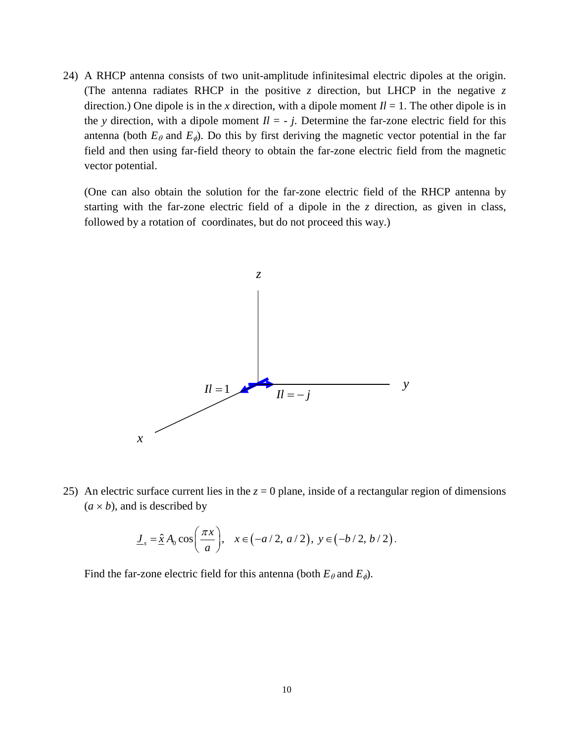24) A RHCP antenna consists of two unit-amplitude infinitesimal electric dipoles at the origin. (The antenna radiates RHCP in the positive $z$ direction, but LHCP in the negative $z$ direction.) One dipole is in the $x$ direction, with a dipole moment $Il = 1$. The other dipole is in the $y$ direction, with a dipole moment $Il = -j$. Determine the far-zone electric field for this antenna (both $E_\theta$ and $E_\phi$). Do this by first deriving the magnetic vector potential in the far field and then using far-field theory to obtain the far-zone electric field from the magnetic vector potential.

    (One can also obtain the solution for the far-zone electric field of the RHCP antenna by starting with the far-zone electric field of a dipole in the $z$ direction, as given in class, followed by a rotation of coordinates, but do not proceed this way.)

z

y

x

$Il = 1$

$Il = -j$

25) An electric surface current lies in the $z = 0$ plane, inside of a rectangular region of dimensions ($a \times b$), and is described by

$$\underline{J}_s = \hat{\underline{x}}\, A_0 \cos\left(\frac{\pi x}{a}\right), \quad x \in (-a/2,\, a/2),\; y \in (-b/2,\, b/2).$$

    Find the far-zone electric field for this antenna (both $E_\theta$ and $E_\phi$).